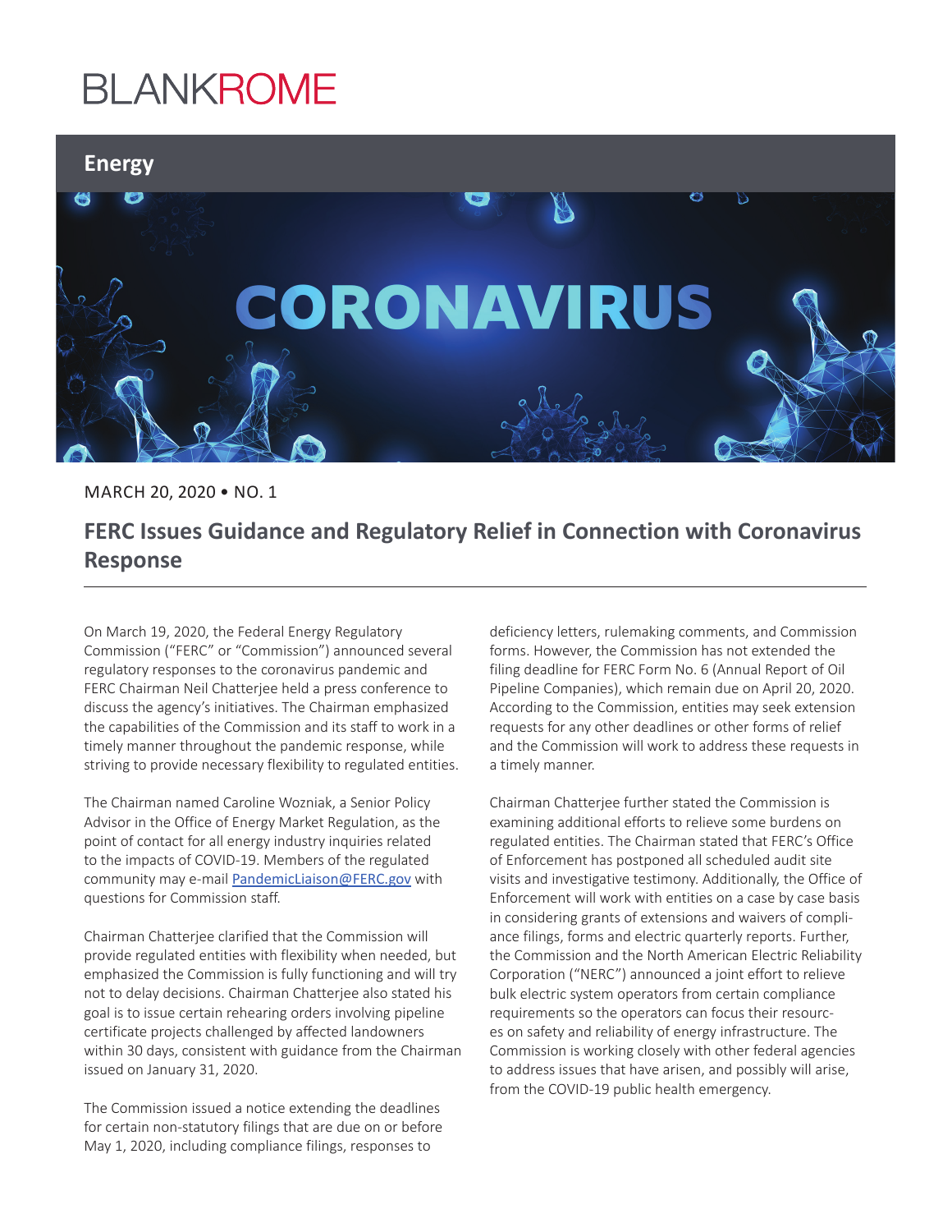BLANKROME

Energy

CORONAVIRUS

MARCH 20, 2020 • NO. 1

# FERC Issues Guidance and Regulatory Relief in Connection with Coronavirus Response

On March 19, 2020, the Federal Energy Regulatory Commission ("FERC" or "Commission") announced several regulatory responses to the coronavirus pandemic and FERC Chairman Neil Chatterjee held a press conference to discuss the agency's initiatives. The Chairman emphasized the capabilities of the Commission and its staff to work in a timely manner throughout the pandemic response, while striving to provide necessary flexibility to regulated entities.

The Chairman named Caroline Wozniak, a Senior Policy Advisor in the Office of Energy Market Regulation, as the point of contact for all energy industry inquiries related to the impacts of COVID-19. Members of the regulated community may e-mail PandemicLiaison@FERC.gov with questions for Commission staff.

Chairman Chatterjee clarified that the Commission will provide regulated entities with flexibility when needed, but emphasized the Commission is fully functioning and will try not to delay decisions. Chairman Chatterjee also stated his goal is to issue certain rehearing orders involving pipeline certificate projects challenged by affected landowners within 30 days, consistent with guidance from the Chairman issued on January 31, 2020.

The Commission issued a notice extending the deadlines for certain non-statutory filings that are due on or before May 1, 2020, including compliance filings, responses to deficiency letters, rulemaking comments, and Commission forms. However, the Commission has not extended the filing deadline for FERC Form No. 6 (Annual Report of Oil Pipeline Companies), which remain due on April 20, 2020. According to the Commission, entities may seek extension requests for any other deadlines or other forms of relief and the Commission will work to address these requests in a timely manner.

Chairman Chatterjee further stated the Commission is examining additional efforts to relieve some burdens on regulated entities. The Chairman stated that FERC's Office of Enforcement has postponed all scheduled audit site visits and investigative testimony. Additionally, the Office of Enforcement will work with entities on a case by case basis in considering grants of extensions and waivers of compliance filings, forms and electric quarterly reports. Further, the Commission and the North American Electric Reliability Corporation ("NERC") announced a joint effort to relieve bulk electric system operators from certain compliance requirements so the operators can focus their resources on safety and reliability of energy infrastructure. The Commission is working closely with other federal agencies to address issues that have arisen, and possibly will arise, from the COVID-19 public health emergency.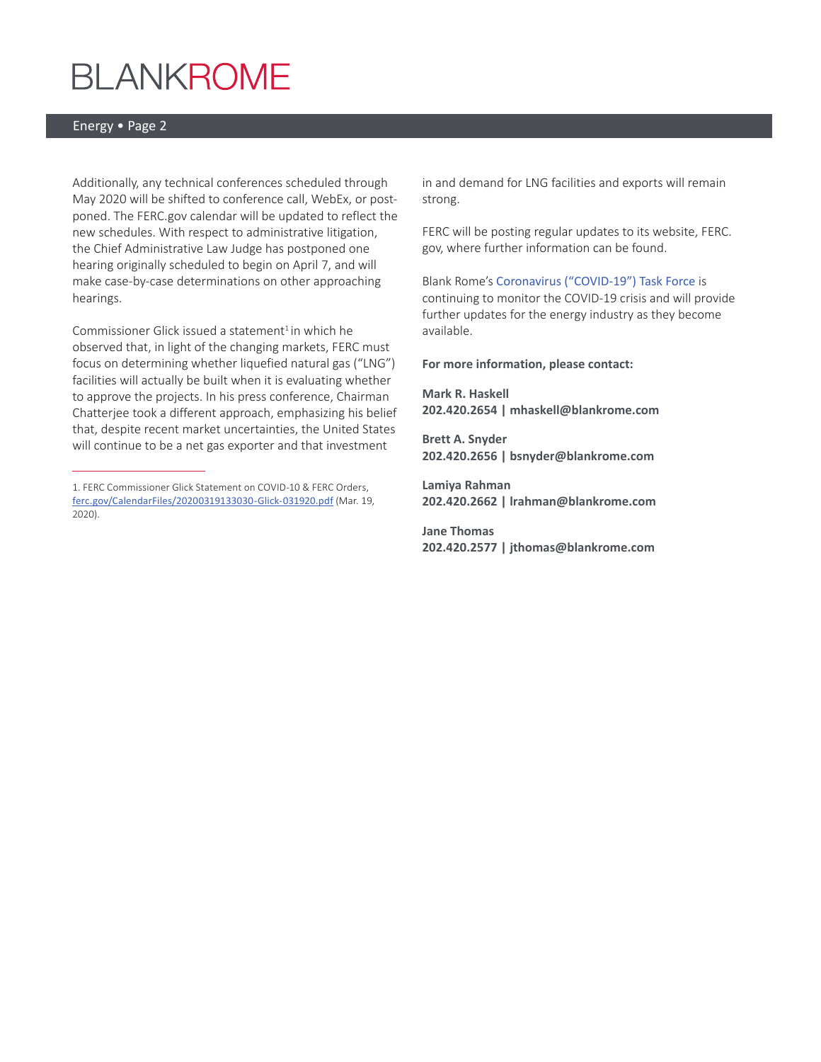Additionally, any technical conferences scheduled through May 2020 will be shifted to conference call, WebEx, or postponed. The FERC.gov calendar will be updated to reflect the new schedules. With respect to administrative litigation, the Chief Administrative Law Judge has postponed one hearing originally scheduled to begin on April 7, and will make case-by-case determinations on other approaching hearings.

Commissioner Glick issued a statement[1] in which he observed that, in light of the changing markets, FERC must focus on determining whether liquefied natural gas ("LNG") facilities will actually be built when it is evaluating whether to approve the projects. In his press conference, Chairman Chatterjee took a different approach, emphasizing his belief that, despite recent market uncertainties, the United States will continue to be a net gas exporter and that investment in and demand for LNG facilities and exports will remain strong.

FERC will be posting regular updates to its website, FERC.gov, where further information can be found.

Blank Rome's Coronavirus ("COVID-19") Task Force is continuing to monitor the COVID-19 crisis and will provide further updates for the energy industry as they become available.

**For more information, please contact:**

**Mark R. Haskell**
**202.420.2654 | mhaskell@blankrome.com**

**Brett A. Snyder**
**202.420.2656 | bsnyder@blankrome.com**

**Lamiya Rahman**
**202.420.2662 | lrahman@blankrome.com**

**Jane Thomas**
**202.420.2577 | jthomas@blankrome.com**

---

1. FERC Commissioner Glick Statement on COVID-10 & FERC Orders, ferc.gov/CalendarFiles/20200319133030-Glick-031920.pdf (Mar. 19, 2020).